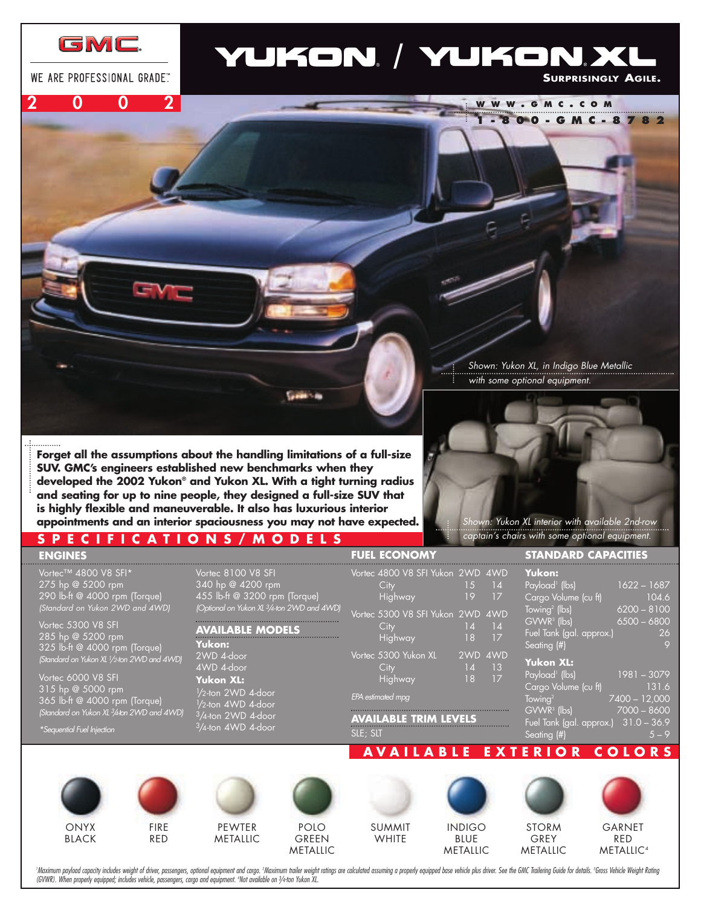GMC

WE ARE PROFESSIONAL GRADE.™

2002

# YUKON / YUKON XL

**SURPRISINGLY AGILE.**

WWW.GMC.COM

1-800-GMC-8782

*Shown: Yukon XL, in Indigo Blue Metallic with some optional equipment.*

**Forget all the assumptions about the handling limitations of a full-size SUV. GMC's engineers established new benchmarks when they developed the 2002 Yukon® and Yukon XL. With a tight turning radius and seating for up to nine people, they designed a full-size SUV that is highly flexible and maneuverable. It also has luxurious interior appointments and an interior spaciousness you may not have expected.**

*Shown: Yukon XL interior with available 2nd-row captain's chairs with some optional equipment.*

## SPECIFICATIONS/MODELS

### ENGINES

Vortec™ 4800 V8 SFI*
275 hp @ 5200 rpm
290 lb-ft @ 4000 rpm (Torque)
*(Standard on Yukon 2WD and 4WD)*

Vortec 5300 V8 SFI
285 hp @ 5200 rpm
325 lb-ft @ 4000 rpm (Torque)
*(Standard on Yukon XL ½-ton 2WD and 4WD)*

Vortec 6000 V8 SFI
315 hp @ 5000 rpm
365 lb-ft @ 4000 rpm (Torque)
*(Standard on Yukon XL ¾-ton 2WD and 4WD)*

Vortec 8100 V8 SFI
340 hp @ 4200 rpm
455 lb-ft @ 3200 rpm (Torque)
*(Optional on Yukon XL ¾-ton 2WD and 4WD)*

*\*Sequential Fuel Injection*

### AVAILABLE MODELS

**Yukon:**
- 2WD 4-door
- 4WD 4-door

**Yukon XL:**
- ½-ton 2WD 4-door
- ½-ton 4WD 4-door
- ¾-ton 2WD 4-door
- ¾-ton 4WD 4-door

### FUEL ECONOMY

| Vortec 4800 V8 SFI Yukon | 2WD | 4WD |
|---|---|---|
| City | 15 | 14 |
| Highway | 19 | 17 |
| **Vortec 5300 V8 SFI Yukon** | **2WD** | **4WD** |
| City | 14 | 14 |
| Highway | 18 | 17 |
| **Vortec 5300 Yukon XL** | **2WD** | **4WD** |
| City | 14 | 13 |
| Highway | 18 | 17 |

*EPA estimated mpg*

### AVAILABLE TRIM LEVELS

SLE; SLT

### STANDARD CAPACITIES

**Yukon:**

| | |
|---|---|
| Payload[1] (lbs) | 1622 – 1687 |
| Cargo Volume (cu ft) | 104.6 |
| Towing[2] (lbs) | 6200 – 8100 |
| GVWR[3] (lbs) | 6500 – 6800 |
| Fuel Tank (gal. approx.) | 26 |
| Seating (#) | 9 |

**Yukon XL:**

| | |
|---|---|
| Payload[1] (lbs) | 1981 – 3079 |
| Cargo Volume (cu ft) | 131.6 |
| Towing[2] | 7400 – 12,000 |
| GVWR[3] (lbs) | 7000 – 8600 |
| Fuel Tank (gal. approx.) | 31.0 – 36.9 |
| Seating (#) | 5 – 9 |

## AVAILABLE EXTERIOR COLORS

ONYX BLACK · FIRE RED · PEWTER METALLIC · POLO GREEN METALLIC · SUMMIT WHITE · INDIGO BLUE METALLIC · STORM GREY METALLIC · GARNET RED METALLIC[4]

*[1]Maximum payload capacity includes weight of driver, passengers, optional equipment and cargo. [2]Maximum trailer weight ratings are calculated assuming a properly equipped base vehicle plus driver. See the GMC Trailering Guide for details. [3]Gross Vehicle Weight Rating (GVWR). When properly equipped; includes vehicle, passengers, cargo and equipment. [4]Not available on ¾-ton Yukon XL.*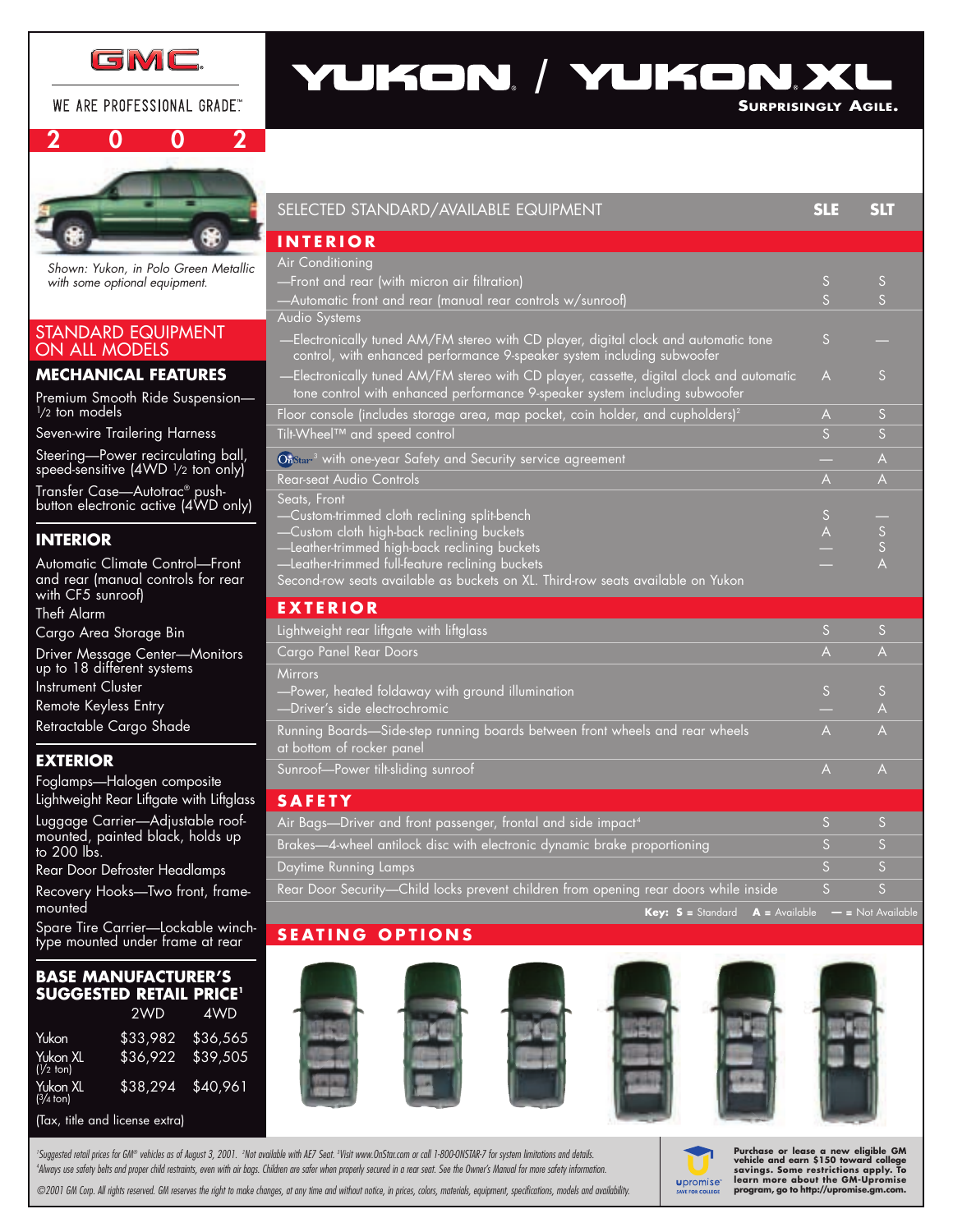GMC

WE ARE PROFESSIONAL GRADE™

2 0 0 2

# YUKON / YUKON XL

**SURPRISINGLY AGILE.**

*Shown: Yukon, in Polo Green Metallic with some optional equipment.*

## STANDARD EQUIPMENT ON ALL MODELS

### MECHANICAL FEATURES

Premium Smooth Ride Suspension—1/2 ton models

Seven-wire Trailering Harness

Steering—Power recirculating ball, speed-sensitive (4WD 1/2 ton only)

Transfer Case—Autotrac® push-button electronic active (4WD only)

### INTERIOR

Automatic Climate Control—Front and rear (manual controls for rear with CF5 sunroof)

Theft Alarm

Cargo Area Storage Bin

Driver Message Center—Monitors up to 18 different systems

Instrument Cluster

Remote Keyless Entry

Retractable Cargo Shade

### EXTERIOR

Foglamps—Halogen composite

Lightweight Rear Liftgate with Liftglass

Luggage Carrier—Adjustable roof-mounted, painted black, holds up to 200 lbs.

Rear Door Defroster Headlamps

Recovery Hooks—Two front, frame-mounted

Spare Tire Carrier—Lockable winch-type mounted under frame at rear

### BASE MANUFACTURER'S SUGGESTED RETAIL PRICE[1]

| | 2WD | 4WD |
|---|---|---|
| Yukon | $33,982 | $36,565 |
| Yukon XL (1/2 ton) | $36,922 | $39,505 |
| Yukon XL (3/4 ton) | $38,294 | $40,961 |

(Tax, title and license extra)

| SELECTED STANDARD/AVAILABLE EQUIPMENT | SLE | SLT |
|---|---|---|
| **INTERIOR** | | |
| Air Conditioning | | |
| —Front and rear (with micron air filtration) | S | S |
| —Automatic front and rear (manual rear controls w/sunroof) | S | S |
| Audio Systems | | |
| —Electronically tuned AM/FM stereo with CD player, digital clock and automatic tone control, with enhanced performance 9-speaker system including subwoofer | S | — |
| —Electronically tuned AM/FM stereo with CD player, cassette, digital clock and automatic tone control with enhanced performance 9-speaker system including subwoofer | A | S |
| Floor console (includes storage area, map pocket, coin holder, and cupholders)[2] | A | S |
| Tilt-Wheel™ and speed control | S | S |
| OnStar[3] with one-year Safety and Security service agreement | — | A |
| Rear-seat Audio Controls | A | A |
| Seats, Front | | |
| —Custom-trimmed cloth reclining split-bench | S | — |
| —Custom cloth high-back reclining buckets | A | S |
| —Leather-trimmed high-back reclining buckets | — | S |
| —Leather-trimmed full-feature reclining buckets | — | A |
| Second-row seats available as buckets on XL. Third-row seats available on Yukon | | |
| **EXTERIOR** | | |
| Lightweight rear liftgate with liftglass | S | S |
| Cargo Panel Rear Doors | A | A |
| Mirrors | | |
| —Power, heated foldaway with ground illumination | S | S |
| —Driver's side electrochromic | — | A |
| Running Boards—Side-step running boards between front wheels and rear wheels at bottom of rocker panel | A | A |
| Sunroof—Power tilt-sliding sunroof | A | A |
| **SAFETY** | | |
| Air Bags—Driver and front passenger, frontal and side impact[4] | S | S |
| Brakes—4-wheel antilock disc with electronic dynamic brake proportioning | S | S |
| Daytime Running Lamps | S | S |
| Rear Door Security—Child locks prevent children from opening rear doors while inside | S | S |

**Key:** **S** = Standard **A** = Available **—** = Not Available

## SEATING OPTIONS

[1]Suggested retail prices for GM® vehicles as of August 3, 2001. [2]Not available with AE7 Seat. [3]Visit www.OnStar.com or call 1-800-ONSTAR-7 for system limitations and details. [4]Always use safety belts and proper child restraints, even with air bags. Children are safer when properly secured in a rear seat. See the Owner's Manual for more safety information.

©2001 GM Corp. All rights reserved. GM reserves the right to make changes, at any time and without notice, in prices, colors, materials, equipment, specifications, models and availability.

upromise SAVE FOR COLLEGE

**Purchase or lease a new eligible GM vehicle and earn $150 toward college savings. Some restrictions apply. To learn more about the GM-Upromise program, go to http://upromise.gm.com.**